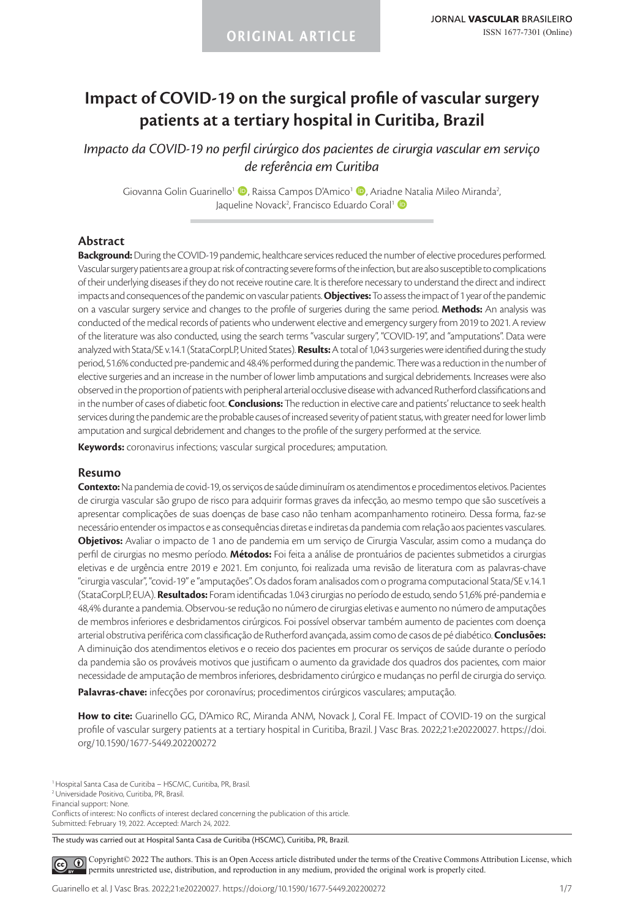ORIGINAL ARTICLE

# Impact of COVID-19 on the surgical profile of vascular surgery patients at a tertiary hospital in Curitiba, Brazil

*Impacto da COVID-19 no perfil cirúrgico dos pacientes de cirurgia vascular em serviço de referência em Curitiba*

Giovanna Golin Guarinello[1], Raissa Campos D'Amico[1], Ariadne Natalia Mileo Miranda[2], Jaqueline Novack[2], Francisco Eduardo Coral[1]

## Abstract

**Background:** During the COVID-19 pandemic, healthcare services reduced the number of elective procedures performed. Vascular surgery patients are a group at risk of contracting severe forms of the infection, but are also susceptible to complications of their underlying diseases if they do not receive routine care. It is therefore necessary to understand the direct and indirect impacts and consequences of the pandemic on vascular patients. **Objectives:** To assess the impact of 1 year of the pandemic on a vascular surgery service and changes to the profile of surgeries during the same period. **Methods:** An analysis was conducted of the medical records of patients who underwent elective and emergency surgery from 2019 to 2021. A review of the literature was also conducted, using the search terms "vascular surgery", "COVID-19", and "amputations". Data were analyzed with Stata/SE v.14.1 (StataCorpLP, United States). **Results:** A total of 1,043 surgeries were identified during the study period, 51.6% conducted pre-pandemic and 48.4% performed during the pandemic. There was a reduction in the number of elective surgeries and an increase in the number of lower limb amputations and surgical debridements. Increases were also observed in the proportion of patients with peripheral arterial occlusive disease with advanced Rutherford classifications and in the number of cases of diabetic foot. **Conclusions:** The reduction in elective care and patients' reluctance to seek health services during the pandemic are the probable causes of increased severity of patient status, with greater need for lower limb amputation and surgical debridement and changes to the profile of the surgery performed at the service.

**Keywords:** coronavirus infections; vascular surgical procedures; amputation.

## Resumo

**Contexto:** Na pandemia de covid-19, os serviços de saúde diminuíram os atendimentos e procedimentos eletivos. Pacientes de cirurgia vascular são grupo de risco para adquirir formas graves da infecção, ao mesmo tempo que são suscetíveis a apresentar complicações de suas doenças de base caso não tenham acompanhamento rotineiro. Dessa forma, faz-se necessário entender os impactos e as consequências diretas e indiretas da pandemia com relação aos pacientes vasculares. **Objetivos:** Avaliar o impacto de 1 ano de pandemia em um serviço de Cirurgia Vascular, assim como a mudança do perfil de cirurgias no mesmo período. **Métodos:** Foi feita a análise de prontuários de pacientes submetidos a cirurgias eletivas e de urgência entre 2019 e 2021. Em conjunto, foi realizada uma revisão de literatura com as palavras-chave "cirurgia vascular", "covid-19" e "amputações". Os dados foram analisados com o programa computacional Stata/SE v.14.1 (StataCorpLP, EUA). **Resultados:** Foram identificadas 1.043 cirurgias no período de estudo, sendo 51,6% pré-pandemia e 48,4% durante a pandemia. Observou-se redução no número de cirurgias eletivas e aumento no número de amputações de membros inferiores e desbridamentos cirúrgicos. Foi possível observar também aumento de pacientes com doença arterial obstrutiva periférica com classificação de Rutherford avançada, assim como de casos de pé diabético. **Conclusões:** A diminuição dos atendimentos eletivos e o receio dos pacientes em procurar os serviços de saúde durante o período da pandemia são os prováveis motivos que justificam o aumento da gravidade dos quadros dos pacientes, com maior necessidade de amputação de membros inferiores, desbridamento cirúrgico e mudanças no perfil de cirurgia do serviço.

**Palavras-chave:** infecções por coronavírus; procedimentos cirúrgicos vasculares; amputação.

**How to cite:** Guarinello GG, D'Amico RC, Miranda ANM, Novack J, Coral FE. Impact of COVID-19 on the surgical profile of vascular surgery patients at a tertiary hospital in Curitiba, Brazil. J Vasc Bras. 2022;21:e20220027. https://doi.org/10.1590/1677-5449.202200272

[1] Hospital Santa Casa de Curitiba – HSCMC, Curitiba, PR, Brasil.
[2] Universidade Positivo, Curitiba, PR, Brasil.
Financial support: None.
Conflicts of interest: No conflicts of interest declared concerning the publication of this article.
Submitted: February 19, 2022. Accepted: March 24, 2022.

The study was carried out at Hospital Santa Casa de Curitiba (HSCMC), Curitiba, PR, Brazil.

Copyright© 2022 The authors. This is an Open Access article distributed under the terms of the Creative Commons Attribution License, which permits unrestricted use, distribution, and reproduction in any medium, provided the original work is properly cited.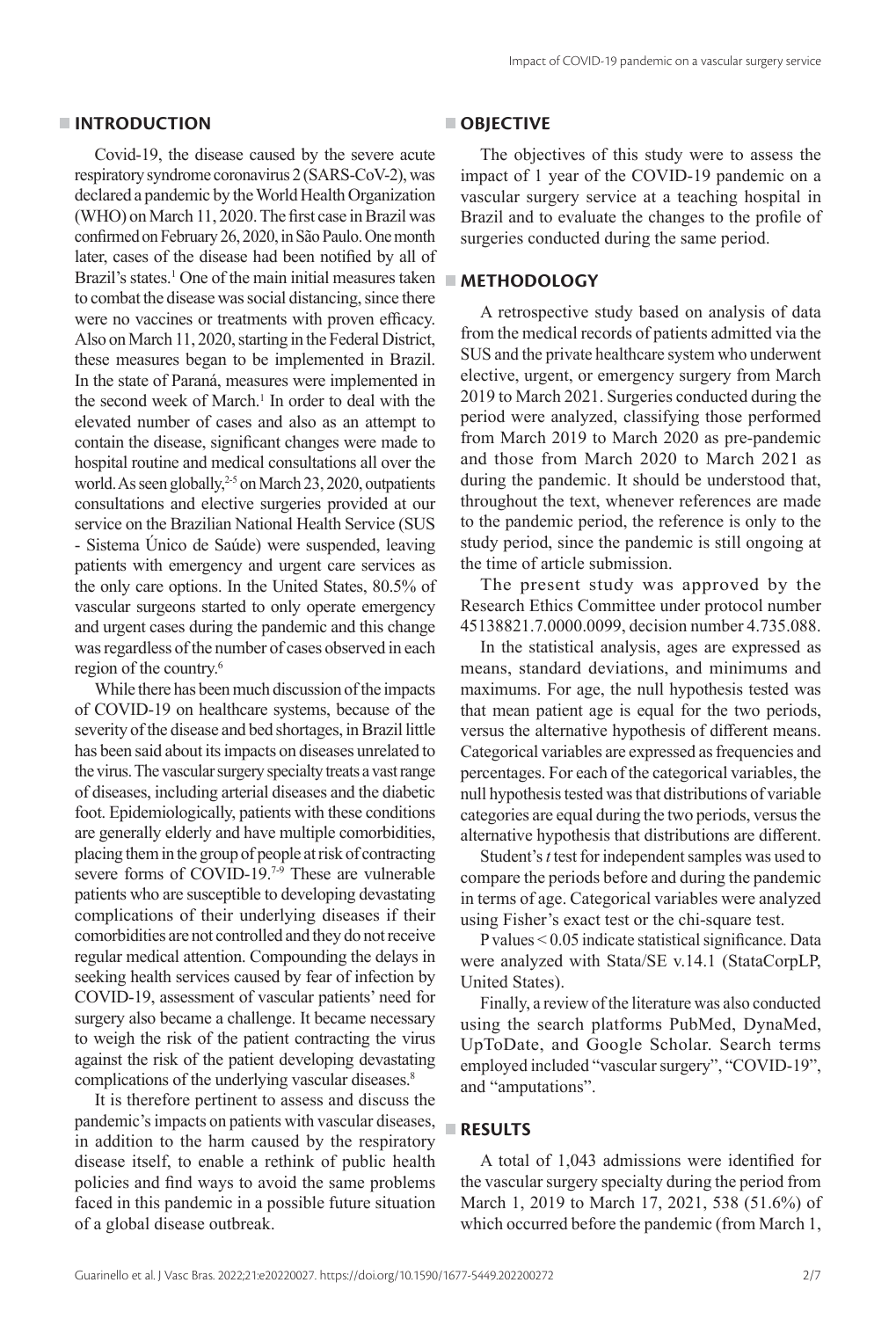## INTRODUCTION

Covid-19, the disease caused by the severe acute respiratory syndrome coronavirus 2 (SARS-CoV-2), was declared a pandemic by the World Health Organization (WHO) on March 11, 2020. The first case in Brazil was confirmed on February 26, 2020, in São Paulo. One month later, cases of the disease had been notified by all of Brazil's states.[1] One of the main initial measures taken to combat the disease was social distancing, since there were no vaccines or treatments with proven efficacy. Also on March 11, 2020, starting in the Federal District, these measures began to be implemented in Brazil. In the state of Paraná, measures were implemented in the second week of March.[1] In order to deal with the elevated number of cases and also as an attempt to contain the disease, significant changes were made to hospital routine and medical consultations all over the world. As seen globally,[2-5] on March 23, 2020, outpatients consultations and elective surgeries provided at our service on the Brazilian National Health Service (SUS - Sistema Único de Saúde) were suspended, leaving patients with emergency and urgent care services as the only care options. In the United States, 80.5% of vascular surgeons started to only operate emergency and urgent cases during the pandemic and this change was regardless of the number of cases observed in each region of the country.[6]

While there has been much discussion of the impacts of COVID-19 on healthcare systems, because of the severity of the disease and bed shortages, in Brazil little has been said about its impacts on diseases unrelated to the virus. The vascular surgery specialty treats a vast range of diseases, including arterial diseases and the diabetic foot. Epidemiologically, patients with these conditions are generally elderly and have multiple comorbidities, placing them in the group of people at risk of contracting severe forms of COVID-19.[7-9] These are vulnerable patients who are susceptible to developing devastating complications of their underlying diseases if their comorbidities are not controlled and they do not receive regular medical attention. Compounding the delays in seeking health services caused by fear of infection by COVID-19, assessment of vascular patients' need for surgery also became a challenge. It became necessary to weigh the risk of the patient contracting the virus against the risk of the patient developing devastating complications of the underlying vascular diseases.[8]

It is therefore pertinent to assess and discuss the pandemic's impacts on patients with vascular diseases, in addition to the harm caused by the respiratory disease itself, to enable a rethink of public health policies and find ways to avoid the same problems faced in this pandemic in a possible future situation of a global disease outbreak.

## OBJECTIVE

The objectives of this study were to assess the impact of 1 year of the COVID-19 pandemic on a vascular surgery service at a teaching hospital in Brazil and to evaluate the changes to the profile of surgeries conducted during the same period.

## METHODOLOGY

A retrospective study based on analysis of data from the medical records of patients admitted via the SUS and the private healthcare system who underwent elective, urgent, or emergency surgery from March 2019 to March 2021. Surgeries conducted during the period were analyzed, classifying those performed from March 2019 to March 2020 as pre-pandemic and those from March 2020 to March 2021 as during the pandemic. It should be understood that, throughout the text, whenever references are made to the pandemic period, the reference is only to the study period, since the pandemic is still ongoing at the time of article submission.

The present study was approved by the Research Ethics Committee under protocol number 45138821.7.0000.0099, decision number 4.735.088.

In the statistical analysis, ages are expressed as means, standard deviations, and minimums and maximums. For age, the null hypothesis tested was that mean patient age is equal for the two periods, versus the alternative hypothesis of different means. Categorical variables are expressed as frequencies and percentages. For each of the categorical variables, the null hypothesis tested was that distributions of variable categories are equal during the two periods, versus the alternative hypothesis that distributions are different.

Student's *t* test for independent samples was used to compare the periods before and during the pandemic in terms of age. Categorical variables were analyzed using Fisher's exact test or the chi-square test.

P values $< 0.05$ indicate statistical significance. Data were analyzed with Stata/SE v.14.1 (StataCorpLP, United States).

Finally, a review of the literature was also conducted using the search platforms PubMed, DynaMed, UpToDate, and Google Scholar. Search terms employed included "vascular surgery", "COVID-19", and "amputations".

## RESULTS

A total of 1,043 admissions were identified for the vascular surgery specialty during the period from March 1, 2019 to March 17, 2021, 538 (51.6%) of which occurred before the pandemic (from March 1,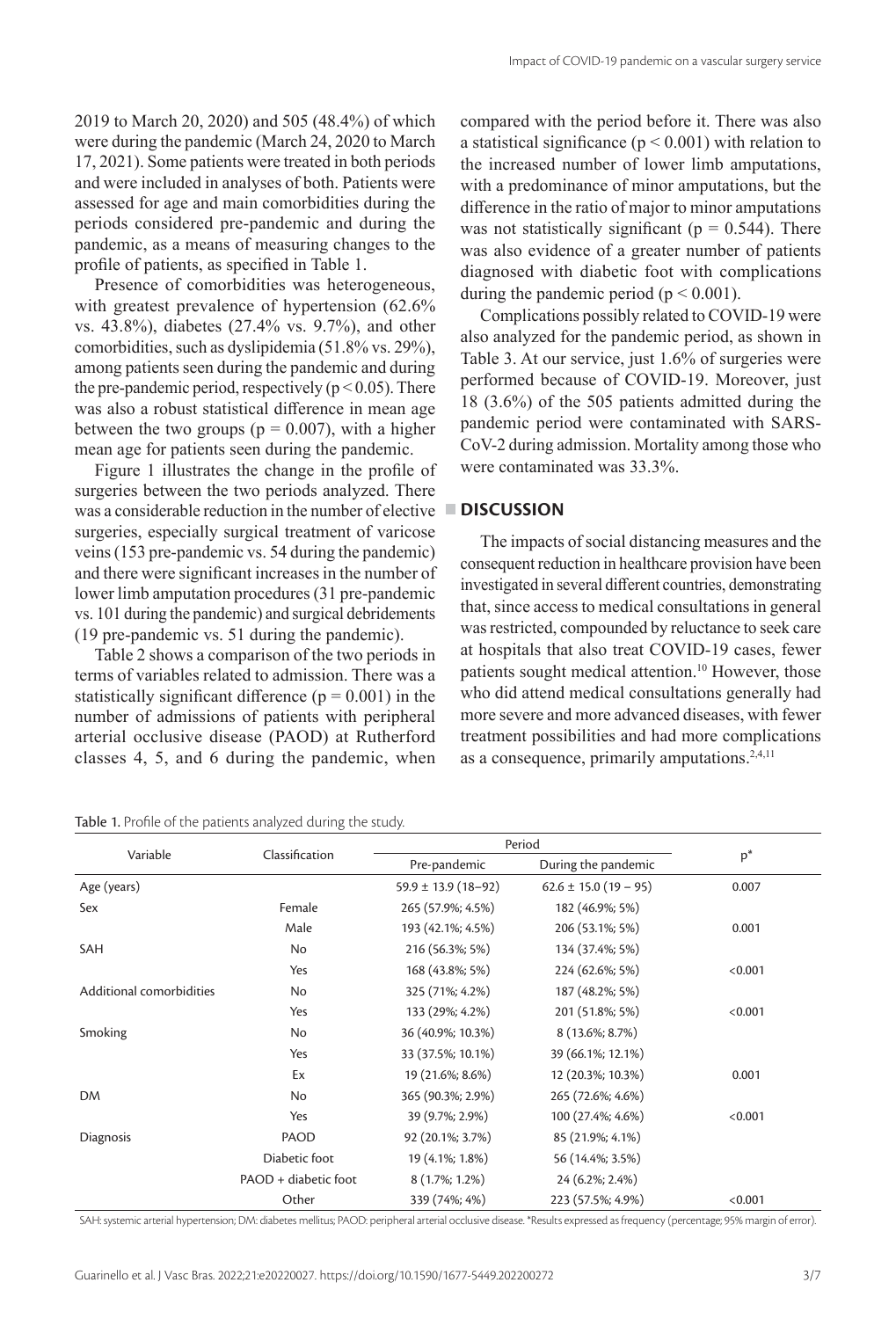2019 to March 20, 2020) and 505 (48.4%) of which were during the pandemic (March 24, 2020 to March 17, 2021). Some patients were treated in both periods and were included in analyses of both. Patients were assessed for age and main comorbidities during the periods considered pre-pandemic and during the pandemic, as a means of measuring changes to the profile of patients, as specified in Table 1.

Presence of comorbidities was heterogeneous, with greatest prevalence of hypertension (62.6% vs. 43.8%), diabetes (27.4% vs. 9.7%), and other comorbidities, such as dyslipidemia (51.8% vs. 29%), among patients seen during the pandemic and during the pre-pandemic period, respectively ($p < 0.05$). There was also a robust statistical difference in mean age between the two groups ($p = 0.007$), with a higher mean age for patients seen during the pandemic.

Figure 1 illustrates the change in the profile of surgeries between the two periods analyzed. There was a considerable reduction in the number of elective surgeries, especially surgical treatment of varicose veins (153 pre-pandemic vs. 54 during the pandemic) and there were significant increases in the number of lower limb amputation procedures (31 pre-pandemic vs. 101 during the pandemic) and surgical debridements (19 pre-pandemic vs. 51 during the pandemic).

Table 2 shows a comparison of the two periods in terms of variables related to admission. There was a statistically significant difference ($p = 0.001$) in the number of admissions of patients with peripheral arterial occlusive disease (PAOD) at Rutherford classes 4, 5, and 6 during the pandemic, when compared with the period before it. There was also a statistical significance ($p < 0.001$) with relation to the increased number of lower limb amputations, with a predominance of minor amputations, but the difference in the ratio of major to minor amputations was not statistically significant ($p = 0.544$). There was also evidence of a greater number of patients diagnosed with diabetic foot with complications during the pandemic period ($p < 0.001$).

Complications possibly related to COVID-19 were also analyzed for the pandemic period, as shown in Table 3. At our service, just 1.6% of surgeries were performed because of COVID-19. Moreover, just 18 (3.6%) of the 505 patients admitted during the pandemic period were contaminated with SARS-CoV-2 during admission. Mortality among those who were contaminated was 33.3%.

## DISCUSSION

The impacts of social distancing measures and the consequent reduction in healthcare provision have been investigated in several different countries, demonstrating that, since access to medical consultations in general was restricted, compounded by reluctance to seek care at hospitals that also treat COVID-19 cases, fewer patients sought medical attention.[10] However, those who did attend medical consultations generally had more severe and more advanced diseases, with fewer treatment possibilities and had more complications as a consequence, primarily amputations.[2,4,11]

Table 1. Profile of the patients analyzed during the study.

| Variable | Classification | Period | | p* |
|---|---|---|---|---|
| | | Pre-pandemic | During the pandemic | |
| Age (years) | | 59.9 ± 13.9 (18–92) | 62.6 ± 15.0 (19 – 95) | 0.007 |
| Sex | Female | 265 (57.9%; 4.5%) | 182 (46.9%; 5%) | |
| | Male | 193 (42.1%; 4.5%) | 206 (53.1%; 5%) | 0.001 |
| SAH | No | 216 (56.3%; 5%) | 134 (37.4%; 5%) | |
| | Yes | 168 (43.8%; 5%) | 224 (62.6%; 5%) | <0.001 |
| Additional comorbidities | No | 325 (71%; 4.2%) | 187 (48.2%; 5%) | |
| | Yes | 133 (29%; 4.2%) | 201 (51.8%; 5%) | <0.001 |
| Smoking | No | 36 (40.9%; 10.3%) | 8 (13.6%; 8.7%) | |
| | Yes | 33 (37.5%; 10.1%) | 39 (66.1%; 12.1%) | |
| | Ex | 19 (21.6%; 8.6%) | 12 (20.3%; 10.3%) | 0.001 |
| DM | No | 365 (90.3%; 2.9%) | 265 (72.6%; 4.6%) | |
| | Yes | 39 (9.7%; 2.9%) | 100 (27.4%; 4.6%) | <0.001 |
| Diagnosis | PAOD | 92 (20.1%; 3.7%) | 85 (21.9%; 4.1%) | |
| | Diabetic foot | 19 (4.1%; 1.8%) | 56 (14.4%; 3.5%) | |
| | PAOD + diabetic foot | 8 (1.7%; 1.2%) | 24 (6.2%; 2.4%) | |
| | Other | 339 (74%; 4%) | 223 (57.5%; 4.9%) | <0.001 |

SAH: systemic arterial hypertension; DM: diabetes mellitus; PAOD: peripheral arterial occlusive disease. *Results expressed as frequency (percentage; 95% margin of error).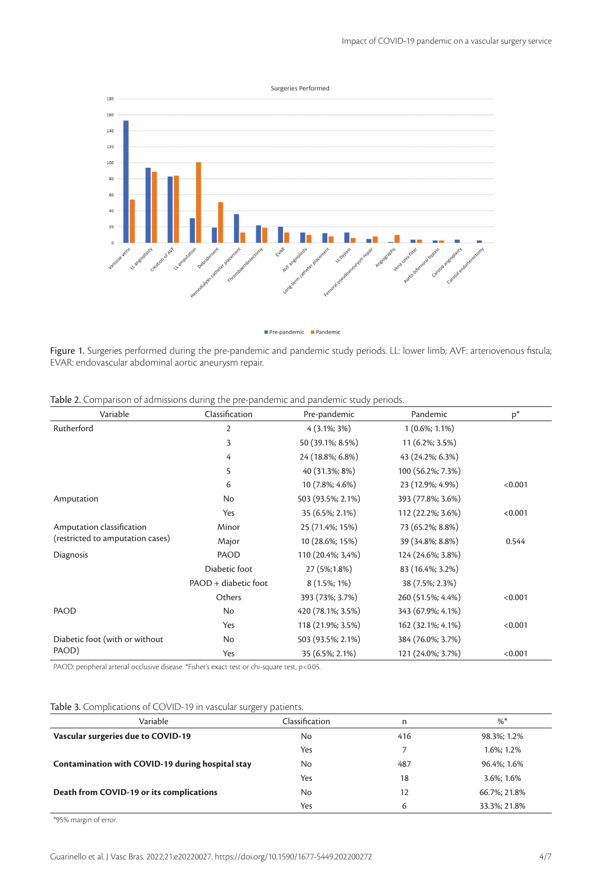Figure 1. Surgeries performed during the pre-pandemic and pandemic study periods. LL: lower limb; AVF: arteriovenous fistula; EVAR: endovascular abdominal aortic aneurysm repair.

Table 2. Comparison of admissions during the pre-pandemic and pandemic study periods.

| Variable | Classification | Pre-pandemic | Pandemic | p* |
|---|---|---|---|---|
| Rutherford | 2 | 4 (3.1%; 3%) | 1 (0.6%; 1.1%) | |
| | 3 | 50 (39.1%; 8.5%) | 11 (6.2%; 3.5%) | |
| | 4 | 24 (18.8%; 6.8%) | 43 (24.2%; 6.3%) | |
| | 5 | 40 (31.3%; 8%) | 100 (56.2%; 7.3%) | |
| | 6 | 10 (7.8%; 4.6%) | 23 (12.9%; 4.9%) | <0.001 |
| Amputation | No | 503 (93.5%; 2.1%) | 393 (77.8%; 3.6%) | |
| | Yes | 35 (6.5%; 2.1%) | 112 (22.2%; 3.6%) | <0.001 |
| Amputation classification (restricted to amputation cases) | Minor | 25 (71.4%; 15%) | 73 (65.2%; 8.8%) | |
| | Major | 10 (28.6%; 15%) | 39 (34.8%; 8.8%) | 0.544 |
| Diagnosis | PAOD | 110 (20.4%; 3,4%) | 124 (24.6%; 3.8%) | |
| | Diabetic foot | 27 (5%;1.8%) | 83 (16.4%; 3.2%) | |
| | PAOD + diabetic foot | 8 (1.5%; 1%) | 38 (7.5%; 2.3%) | |
| | Others | 393 (73%; 3.7%) | 260 (51.5%; 4.4%) | <0.001 |
| PAOD | No | 420 (78.1%; 3.5%) | 343 (67.9%; 4.1%) | |
| | Yes | 118 (21.9%; 3.5%) | 162 (32.1%; 4.1%) | <0.001 |
| Diabetic foot (with or without PAOD) | No | 503 (93.5%; 2.1%) | 384 (76.0%; 3.7%) | |
| | Yes | 35 (6.5%; 2.1%) | 121 (24.0%; 3.7%) | <0.001 |

PAOD: peripheral arterial occlusive disease. *Fisher's exact test or chi-square test, p<0.05.

Table 3. Complications of COVID-19 in vascular surgery patients.

| Variable | Classification | n | %* |
|---|---|---|---|
| **Vascular surgeries due to COVID-19** | No | 416 | 98.3%; 1.2% |
| | Yes | 7 | 1.6%; 1.2% |
| **Contamination with COVID-19 during hospital stay** | No | 487 | 96.4%; 1.6% |
| | Yes | 18 | 3.6%; 1.6% |
| **Death from COVID-19 or its complications** | No | 12 | 66.7%; 21.8% |
| | Yes | 6 | 33.3%; 21.8% |

*95% margin of error.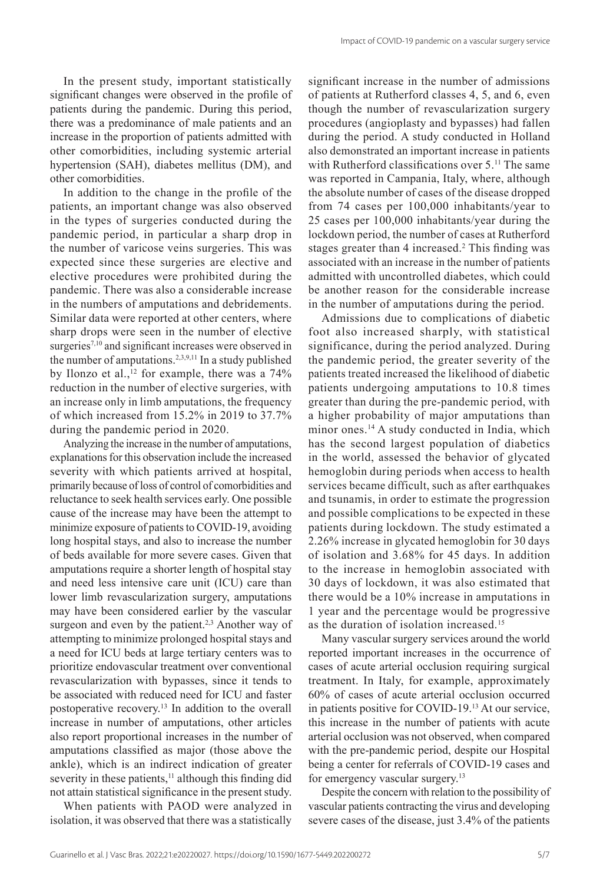In the present study, important statistically significant changes were observed in the profile of patients during the pandemic. During this period, there was a predominance of male patients and an increase in the proportion of patients admitted with other comorbidities, including systemic arterial hypertension (SAH), diabetes mellitus (DM), and other comorbidities.

In addition to the change in the profile of the patients, an important change was also observed in the types of surgeries conducted during the pandemic period, in particular a sharp drop in the number of varicose veins surgeries. This was expected since these surgeries are elective and elective procedures were prohibited during the pandemic. There was also a considerable increase in the numbers of amputations and debridements. Similar data were reported at other centers, where sharp drops were seen in the number of elective surgeries[7,10] and significant increases were observed in the number of amputations.[2,3,9,11] In a study published by Ilonzo et al.,[12] for example, there was a 74% reduction in the number of elective surgeries, with an increase only in limb amputations, the frequency of which increased from 15.2% in 2019 to 37.7% during the pandemic period in 2020.

Analyzing the increase in the number of amputations, explanations for this observation include the increased severity with which patients arrived at hospital, primarily because of loss of control of comorbidities and reluctance to seek health services early. One possible cause of the increase may have been the attempt to minimize exposure of patients to COVID-19, avoiding long hospital stays, and also to increase the number of beds available for more severe cases. Given that amputations require a shorter length of hospital stay and need less intensive care unit (ICU) care than lower limb revascularization surgery, amputations may have been considered earlier by the vascular surgeon and even by the patient.[2,3] Another way of attempting to minimize prolonged hospital stays and a need for ICU beds at large tertiary centers was to prioritize endovascular treatment over conventional revascularization with bypasses, since it tends to be associated with reduced need for ICU and faster postoperative recovery.[13] In addition to the overall increase in number of amputations, other articles also report proportional increases in the number of amputations classified as major (those above the ankle), which is an indirect indication of greater severity in these patients,[11] although this finding did not attain statistical significance in the present study.

When patients with PAOD were analyzed in isolation, it was observed that there was a statistically significant increase in the number of admissions of patients at Rutherford classes 4, 5, and 6, even though the number of revascularization surgery procedures (angioplasty and bypasses) had fallen during the period. A study conducted in Holland also demonstrated an important increase in patients with Rutherford classifications over 5.[11] The same was reported in Campania, Italy, where, although the absolute number of cases of the disease dropped from 74 cases per 100,000 inhabitants/year to 25 cases per 100,000 inhabitants/year during the lockdown period, the number of cases at Rutherford stages greater than 4 increased.[2] This finding was associated with an increase in the number of patients admitted with uncontrolled diabetes, which could be another reason for the considerable increase in the number of amputations during the period.

Admissions due to complications of diabetic foot also increased sharply, with statistical significance, during the period analyzed. During the pandemic period, the greater severity of the patients treated increased the likelihood of diabetic patients undergoing amputations to 10.8 times greater than during the pre-pandemic period, with a higher probability of major amputations than minor ones.[14] A study conducted in India, which has the second largest population of diabetics in the world, assessed the behavior of glycated hemoglobin during periods when access to health services became difficult, such as after earthquakes and tsunamis, in order to estimate the progression and possible complications to be expected in these patients during lockdown. The study estimated a 2.26% increase in glycated hemoglobin for 30 days of isolation and 3.68% for 45 days. In addition to the increase in hemoglobin associated with 30 days of lockdown, it was also estimated that there would be a 10% increase in amputations in 1 year and the percentage would be progressive as the duration of isolation increased.[15]

Many vascular surgery services around the world reported important increases in the occurrence of cases of acute arterial occlusion requiring surgical treatment. In Italy, for example, approximately 60% of cases of acute arterial occlusion occurred in patients positive for COVID-19.[13] At our service, this increase in the number of patients with acute arterial occlusion was not observed, when compared with the pre-pandemic period, despite our Hospital being a center for referrals of COVID-19 cases and for emergency vascular surgery.[13]

Despite the concern with relation to the possibility of vascular patients contracting the virus and developing severe cases of the disease, just 3.4% of the patients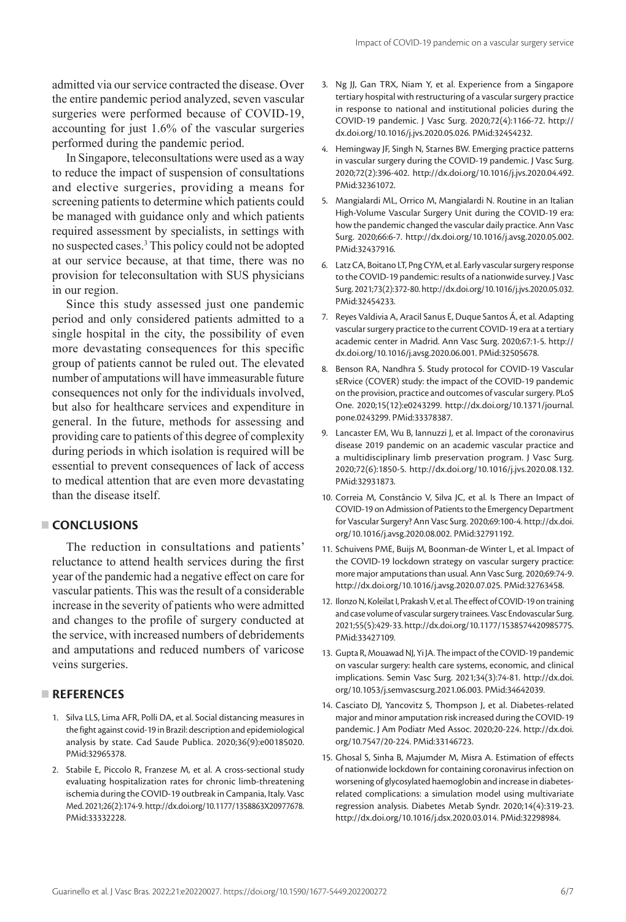admitted via our service contracted the disease. Over the entire pandemic period analyzed, seven vascular surgeries were performed because of COVID-19, accounting for just 1.6% of the vascular surgeries performed during the pandemic period.

In Singapore, teleconsultations were used as a way to reduce the impact of suspension of consultations and elective surgeries, providing a means for screening patients to determine which patients could be managed with guidance only and which patients required assessment by specialists, in settings with no suspected cases.[3] This policy could not be adopted at our service because, at that time, there was no provision for teleconsultation with SUS physicians in our region.

Since this study assessed just one pandemic period and only considered patients admitted to a single hospital in the city, the possibility of even more devastating consequences for this specific group of patients cannot be ruled out. The elevated number of amputations will have immeasurable future consequences not only for the individuals involved, but also for healthcare services and expenditure in general. In the future, methods for assessing and providing care to patients of this degree of complexity during periods in which isolation is required will be essential to prevent consequences of lack of access to medical attention that are even more devastating than the disease itself.

## CONCLUSIONS

The reduction in consultations and patients' reluctance to attend health services during the first year of the pandemic had a negative effect on care for vascular patients. This was the result of a considerable increase in the severity of patients who were admitted and changes to the profile of surgery conducted at the service, with increased numbers of debridements and amputations and reduced numbers of varicose veins surgeries.

## REFERENCES

1. Silva LLS, Lima AFR, Polli DA, et al. Social distancing measures in the fight against covid-19 in Brazil: description and epidemiological analysis by state. Cad Saude Publica. 2020;36(9):e00185020. PMid:32965378.
2. Stabile E, Piccolo R, Franzese M, et al. A cross-sectional study evaluating hospitalization rates for chronic limb-threatening ischemia during the COVID-19 outbreak in Campania, Italy. Vasc Med. 2021;26(2):174-9. http://dx.doi.org/10.1177/1358863X20977678. PMid:33332228.
3. Ng JJ, Gan TRX, Niam Y, et al. Experience from a Singapore tertiary hospital with restructuring of a vascular surgery practice in response to national and institutional policies during the COVID-19 pandemic. J Vasc Surg. 2020;72(4):1166-72. http://dx.doi.org/10.1016/j.jvs.2020.05.026. PMid:32454232.
4. Hemingway JF, Singh N, Starnes BW. Emerging practice patterns in vascular surgery during the COVID-19 pandemic. J Vasc Surg. 2020;72(2):396-402. http://dx.doi.org/10.1016/j.jvs.2020.04.492. PMid:32361072.
5. Mangialardi ML, Orrico M, Mangialardi N. Routine in an Italian High-Volume Vascular Surgery Unit during the COVID-19 era: how the pandemic changed the vascular daily practice. Ann Vasc Surg. 2020;66:6-7. http://dx.doi.org/10.1016/j.avsg.2020.05.002. PMid:32437916.
6. Latz CA, Boitano LT, Png CYM, et al. Early vascular surgery response to the COVID-19 pandemic: results of a nationwide survey. J Vasc Surg. 2021;73(2):372-80. http://dx.doi.org/10.1016/j.jvs.2020.05.032. PMid:32454233.
7. Reyes Valdivia A, Aracil Sanus E, Duque Santos Á, et al. Adapting vascular surgery practice to the current COVID-19 era at a tertiary academic center in Madrid. Ann Vasc Surg. 2020;67:1-5. http://dx.doi.org/10.1016/j.avsg.2020.06.001. PMid:32505678.
8. Benson RA, Nandhra S. Study protocol for COVID-19 Vascular sERvice (COVER) study: the impact of the COVID-19 pandemic on the provision, practice and outcomes of vascular surgery. PLoS One. 2020;15(12):e0243299. http://dx.doi.org/10.1371/journal.pone.0243299. PMid:33378387.
9. Lancaster EM, Wu B, Iannuzzi J, et al. Impact of the coronavirus disease 2019 pandemic on an academic vascular practice and a multidisciplinary limb preservation program. J Vasc Surg. 2020;72(6):1850-5. http://dx.doi.org/10.1016/j.jvs.2020.08.132. PMid:32931873.
10. Correia M, Constâncio V, Silva JC, et al. Is There an Impact of COVID-19 on Admission of Patients to the Emergency Department for Vascular Surgery? Ann Vasc Surg. 2020;69:100-4. http://dx.doi.org/10.1016/j.avsg.2020.08.002. PMid:32791192.
11. Schuivens PME, Buijs M, Boonman-de Winter L, et al. Impact of the COVID-19 lockdown strategy on vascular surgery practice: more major amputations than usual. Ann Vasc Surg. 2020;69:74-9. http://dx.doi.org/10.1016/j.avsg.2020.07.025. PMid:32763458.
12. Ilonzo N, Koleilat I, Prakash V, et al. The effect of COVID-19 on training and case volume of vascular surgery trainees. Vasc Endovascular Surg. 2021;55(5):429-33. http://dx.doi.org/10.1177/1538574420985775. PMid:33427109.
13. Gupta R, Mouawad NJ, Yi JA. The impact of the COVID-19 pandemic on vascular surgery: health care systems, economic, and clinical implications. Semin Vasc Surg. 2021;34(3):74-81. http://dx.doi.org/10.1053/j.semvascsurg.2021.06.003. PMid:34642039.
14. Casciato DJ, Yancovitz S, Thompson J, et al. Diabetes-related major and minor amputation risk increased during the COVID-19 pandemic. J Am Podiatr Med Assoc. 2020;20-224. http://dx.doi.org/10.7547/20-224. PMid:33146723.
15. Ghosal S, Sinha B, Majumder M, Misra A. Estimation of effects of nationwide lockdown for containing coronavirus infection on worsening of glycosylated haemoglobin and increase in diabetes-related complications: a simulation model using multivariate regression analysis. Diabetes Metab Syndr. 2020;14(4):319-23. http://dx.doi.org/10.1016/j.dsx.2020.03.014. PMid:32298984.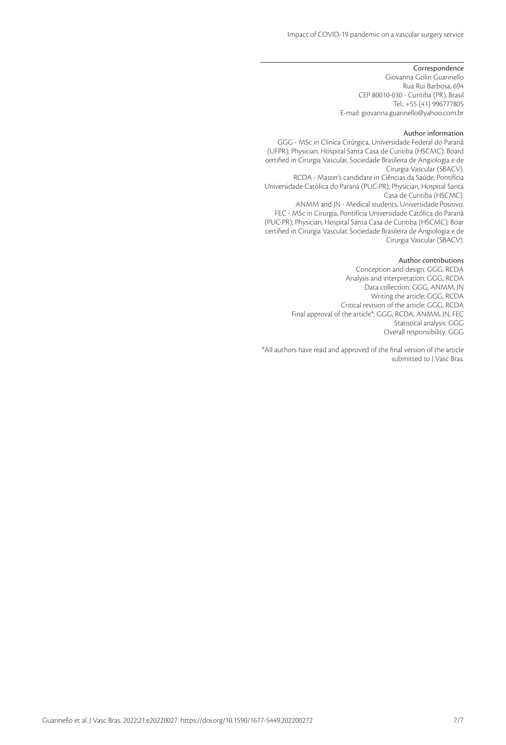**Correspondence**

Giovanna Golin Guarinello
Rua Rui Barbosa, 694
CEP 80010-030 - Curitiba (PR), Brasil
Tel.: +55 (41) 996777805
E-mail: giovanna.guarinello@yahoo.com.br

**Author information**

GGG - MSc in Clínica Cirúrgica, Universidade Federal do Paraná (UFPR); Physician, Hospital Santa Casa de Curitiba (HSCMC); Board certified in Cirurgia Vascular, Sociedade Brasileira de Angiologia e de Cirurgia Vascular (SBACV).

RCDA - Master's candidate in Ciências da Saúde, Pontifícia Universidade Católica do Paraná (PUC-PR); Physician, Hospital Santa Casa de Curitiba (HSCMC).

ANMM and JN - Medical students, Universidade Positivo.

FEC - MSc in Cirurgia, Pontifícia Universidade Católica do Paraná (PUC-PR); Physician, Hospital Santa Casa de Curitiba (HSCMC); Boar certified in Cirurgia Vascular, Sociedade Brasileira de Angiologia e de Cirurgia Vascular (SBACV).

**Author contributions**

Conception and design: GGG, RCDA
Analysis and interpretation: GGG, RCDA
Data collection: GGG, ANMM, JN
Writing the article: GGG, RCDA
Critical revision of the article: GGG, RCDA
Final approval of the article*: GGG, RCDA, ANMM, JN, FEC
Statistical analysis: GGG
Overall responsibility: GGG

*All authors have read and approved of the final version of the article submitted to J Vasc Bras.